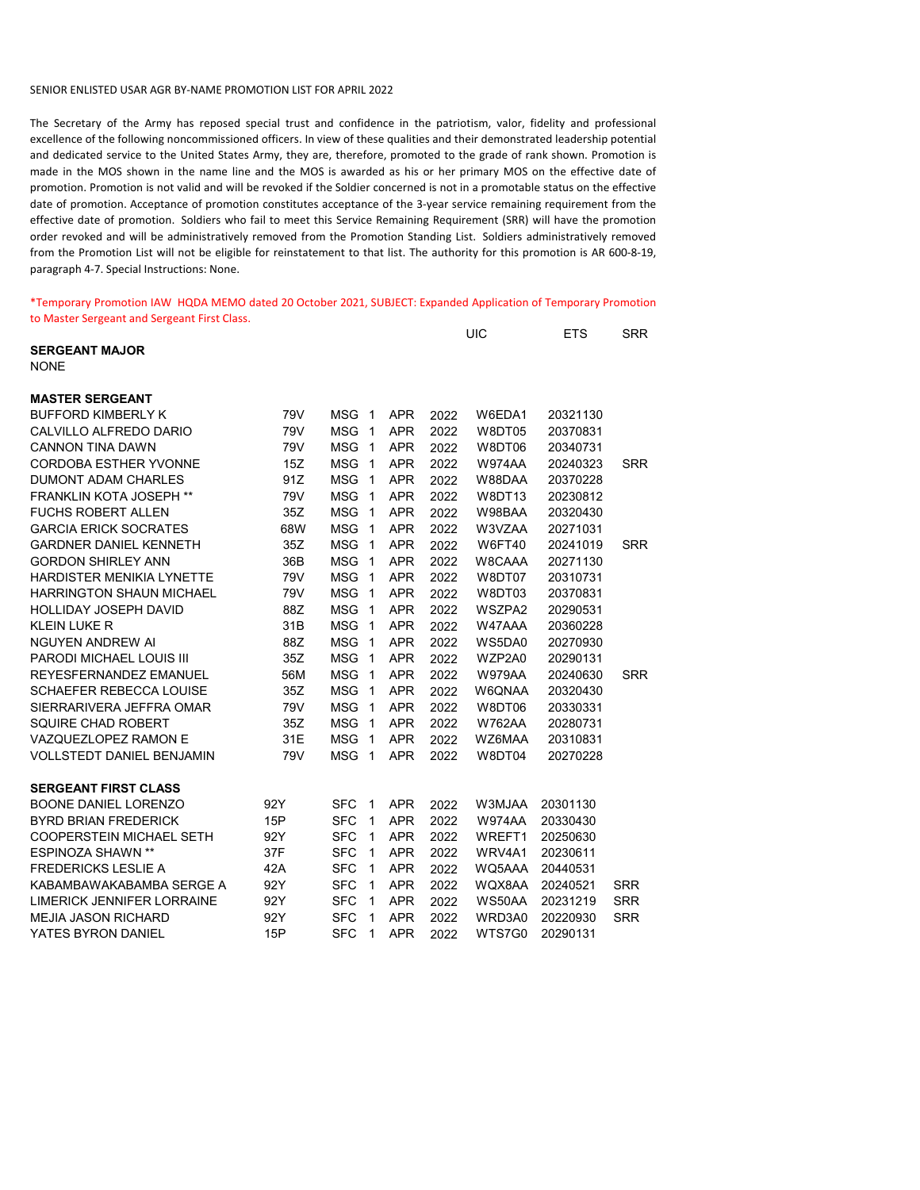SENIOR ENLISTED USAR AGR BY-NAME PROMOTION LIST FOR APRIL 2022

The Secretary of the Army has reposed special trust and confidence in the patriotism, valor, fidelity and professional excellence of the following noncommissioned officers. In view of these qualities and their demonstrated leadership potential and dedicated service to the United States Army, they are, therefore, promoted to the grade of rank shown. Promotion is made in the MOS shown in the name line and the MOS is awarded as his or her primary MOS on the effective date of promotion. Promotion is not valid and will be revoked if the Soldier concerned is not in a promotable status on the effective date of promotion. Acceptance of promotion constitutes acceptance of the 3-year service remaining requirement from the effective date of promotion. Soldiers who fail to meet this Service Remaining Requirement (SRR) will have the promotion order revoked and will be administratively removed from the Promotion Standing List. Soldiers administratively removed from the Promotion List will not be eligible for reinstatement to that list. The authority for this promotion is AR 600-8-19, paragraph 4-7. Special Instructions: None.

*Temporary Promotion IAW HQDA MEMO dated 20 October 2021, SUBJECT: Expanded Application of Temporary Promotion to Master Sergeant and Sergeant First Class.

| Name | MOS | Grade | | | | UIC | ETS | SRR |
|---|---|---|---|---|---|---|---|---|
| **SERGEANT MAJOR** | | | | | | | | |
| NONE | | | | | | | | |
| **MASTER SERGEANT** | | | | | | | | |
| BUFFORD KIMBERLY K | 79V | MSG | 1 | APR | 2022 | W6EDA1 | 20321130 | |
| CALVILLO ALFREDO DARIO | 79V | MSG | 1 | APR | 2022 | W8DT05 | 20370831 | |
| CANNON TINA DAWN | 79V | MSG | 1 | APR | 2022 | W8DT06 | 20340731 | |
| CORDOBA ESTHER YVONNE | 15Z | MSG | 1 | APR | 2022 | W974AA | 20240323 | SRR |
| DUMONT ADAM CHARLES | 91Z | MSG | 1 | APR | 2022 | W88DAA | 20370228 | |
| FRANKLIN KOTA JOSEPH ** | 79V | MSG | 1 | APR | 2022 | W8DT13 | 20230812 | |
| FUCHS ROBERT ALLEN | 35Z | MSG | 1 | APR | 2022 | W98BAA | 20320430 | |
| GARCIA ERICK SOCRATES | 68W | MSG | 1 | APR | 2022 | W3VZAA | 20271031 | |
| GARDNER DANIEL KENNETH | 35Z | MSG | 1 | APR | 2022 | W6FT40 | 20241019 | SRR |
| GORDON SHIRLEY ANN | 36B | MSG | 1 | APR | 2022 | W8CAAA | 20271130 | |
| HARDISTER MENIKIA LYNETTE | 79V | MSG | 1 | APR | 2022 | W8DT07 | 20310731 | |
| HARRINGTON SHAUN MICHAEL | 79V | MSG | 1 | APR | 2022 | W8DT03 | 20370831 | |
| HOLLIDAY JOSEPH DAVID | 88Z | MSG | 1 | APR | 2022 | WSZPA2 | 20290531 | |
| KLEIN LUKE R | 31B | MSG | 1 | APR | 2022 | W47AAA | 20360228 | |
| NGUYEN ANDREW AI | 88Z | MSG | 1 | APR | 2022 | WS5DA0 | 20270930 | |
| PARODI MICHAEL LOUIS III | 35Z | MSG | 1 | APR | 2022 | WZP2A0 | 20290131 | |
| REYESFERNANDEZ EMANUEL | 56M | MSG | 1 | APR | 2022 | W979AA | 20240630 | SRR |
| SCHAEFER REBECCA LOUISE | 35Z | MSG | 1 | APR | 2022 | W6QNAA | 20320430 | |
| SIERRARIVERA JEFFRA OMAR | 79V | MSG | 1 | APR | 2022 | W8DT06 | 20330331 | |
| SQUIRE CHAD ROBERT | 35Z | MSG | 1 | APR | 2022 | W762AA | 20280731 | |
| VAZQUEZLOPEZ RAMON E | 31E | MSG | 1 | APR | 2022 | WZ6MAA | 20310831 | |
| VOLLSTEDT DANIEL BENJAMIN | 79V | MSG | 1 | APR | 2022 | W8DT04 | 20270228 | |
| **SERGEANT FIRST CLASS** | | | | | | | | |
| BOONE DANIEL LORENZO | 92Y | SFC | 1 | APR | 2022 | W3MJAA | 20301130 | |
| BYRD BRIAN FREDERICK | 15P | SFC | 1 | APR | 2022 | W974AA | 20330430 | |
| COOPERSTEIN MICHAEL SETH | 92Y | SFC | 1 | APR | 2022 | WREFT1 | 20250630 | |
| ESPINOZA SHAWN ** | 37F | SFC | 1 | APR | 2022 | WRV4A1 | 20230611 | |
| FREDERICKS LESLIE A | 42A | SFC | 1 | APR | 2022 | WQ5AAA | 20440531 | |
| KABAMBAWAKABAMBA SERGE A | 92Y | SFC | 1 | APR | 2022 | WQX8AA | 20240521 | SRR |
| LIMERICK JENNIFER LORRAINE | 92Y | SFC | 1 | APR | 2022 | WS50AA | 20231219 | SRR |
| MEJIA JASON RICHARD | 92Y | SFC | 1 | APR | 2022 | WRD3A0 | 20220930 | SRR |
| YATES BYRON DANIEL | 15P | SFC | 1 | APR | 2022 | WTS7G0 | 20290131 | |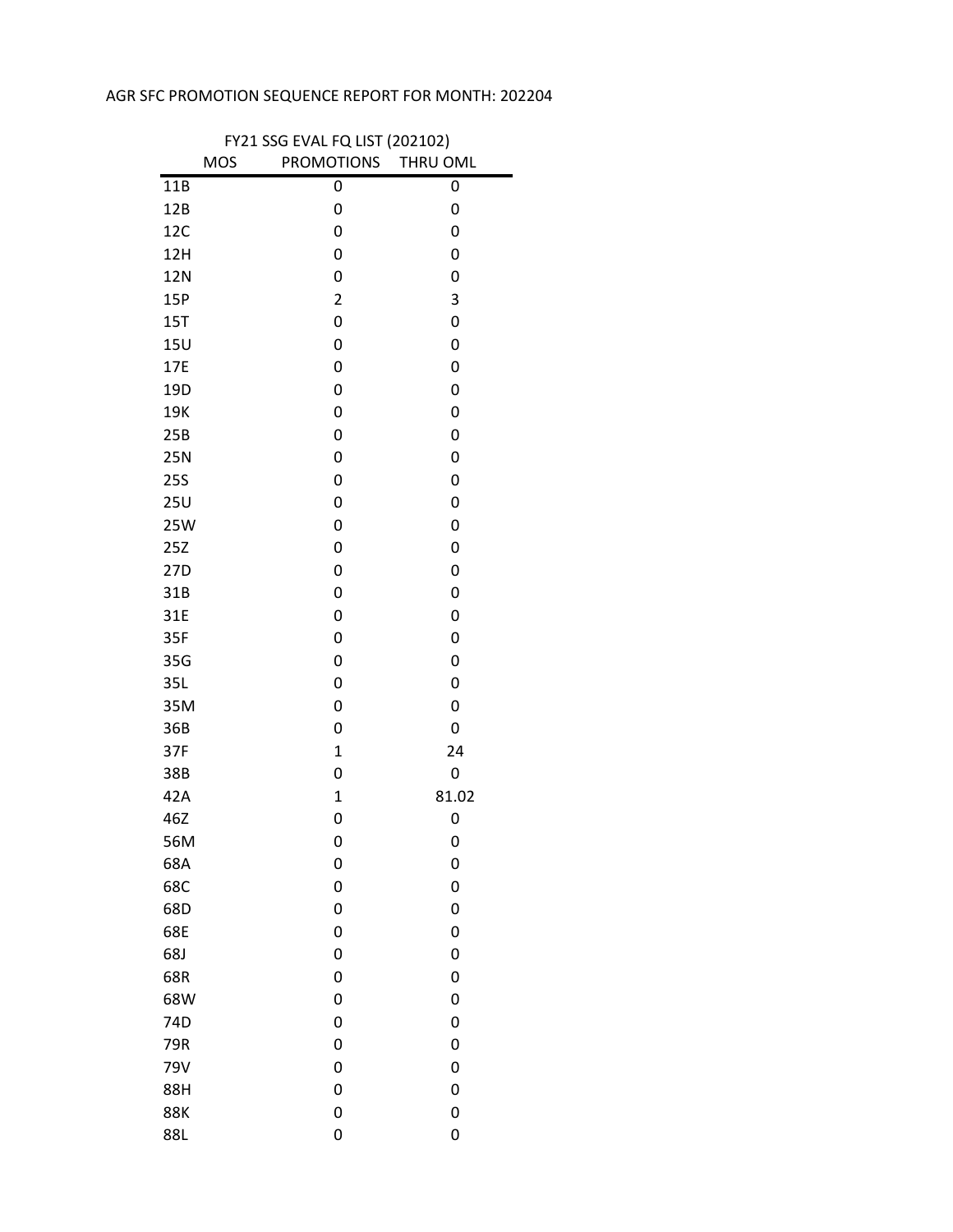AGR SFC PROMOTION SEQUENCE REPORT FOR MONTH: 202204

| FY21 SSG EVAL FQ LIST (202102) | | |
|---|---|---|
| MOS | PROMOTIONS | THRU OML |
| 11B | 0 | 0 |
| 12B | 0 | 0 |
| 12C | 0 | 0 |
| 12H | 0 | 0 |
| 12N | 0 | 0 |
| 15P | 2 | 3 |
| 15T | 0 | 0 |
| 15U | 0 | 0 |
| 17E | 0 | 0 |
| 19D | 0 | 0 |
| 19K | 0 | 0 |
| 25B | 0 | 0 |
| 25N | 0 | 0 |
| 25S | 0 | 0 |
| 25U | 0 | 0 |
| 25W | 0 | 0 |
| 25Z | 0 | 0 |
| 27D | 0 | 0 |
| 31B | 0 | 0 |
| 31E | 0 | 0 |
| 35F | 0 | 0 |
| 35G | 0 | 0 |
| 35L | 0 | 0 |
| 35M | 0 | 0 |
| 36B | 0 | 0 |
| 37F | 1 | 24 |
| 38B | 0 | 0 |
| 42A | 1 | 81.02 |
| 46Z | 0 | 0 |
| 56M | 0 | 0 |
| 68A | 0 | 0 |
| 68C | 0 | 0 |
| 68D | 0 | 0 |
| 68E | 0 | 0 |
| 68J | 0 | 0 |
| 68R | 0 | 0 |
| 68W | 0 | 0 |
| 74D | 0 | 0 |
| 79R | 0 | 0 |
| 79V | 0 | 0 |
| 88H | 0 | 0 |
| 88K | 0 | 0 |
| 88L | 0 | 0 |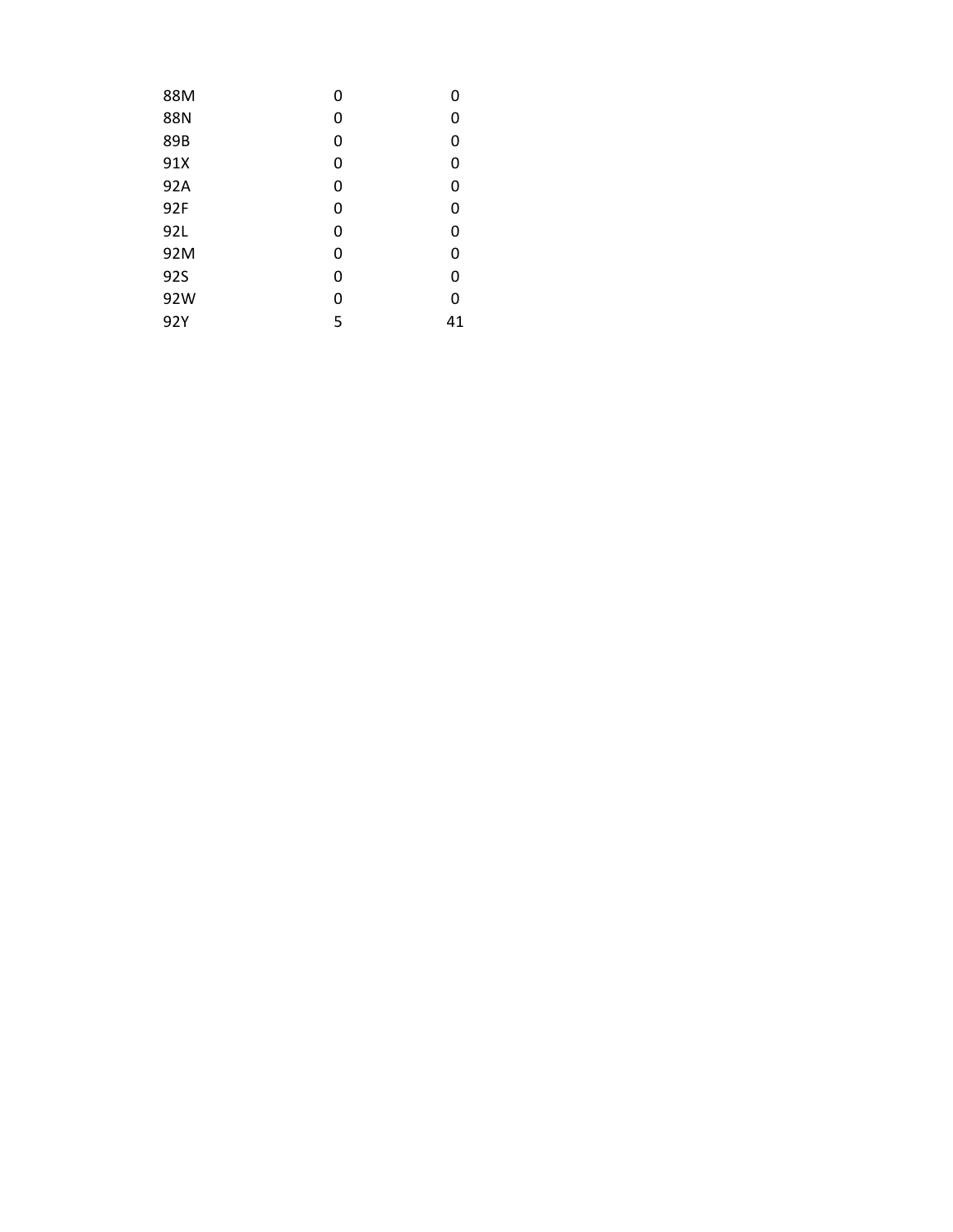| | | |
|---|---|---|
| 88M | 0 | 0 |
| 88N | 0 | 0 |
| 89B | 0 | 0 |
| 91X | 0 | 0 |
| 92A | 0 | 0 |
| 92F | 0 | 0 |
| 92L | 0 | 0 |
| 92M | 0 | 0 |
| 92S | 0 | 0 |
| 92W | 0 | 0 |
| 92Y | 5 | 41 |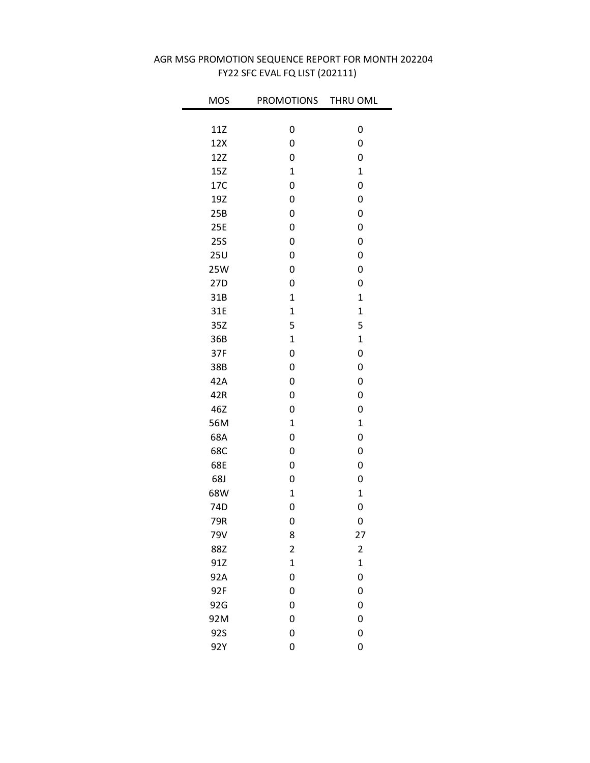AGR MSG PROMOTION SEQUENCE REPORT FOR MONTH 202204

FY22 SFC EVAL FQ LIST (202111)

| MOS | PROMOTIONS | THRU OML |
|---|---|---|
| 11Z | 0 | 0 |
| 12X | 0 | 0 |
| 12Z | 0 | 0 |
| 15Z | 1 | 1 |
| 17C | 0 | 0 |
| 19Z | 0 | 0 |
| 25B | 0 | 0 |
| 25E | 0 | 0 |
| 25S | 0 | 0 |
| 25U | 0 | 0 |
| 25W | 0 | 0 |
| 27D | 0 | 0 |
| 31B | 1 | 1 |
| 31E | 1 | 1 |
| 35Z | 5 | 5 |
| 36B | 1 | 1 |
| 37F | 0 | 0 |
| 38B | 0 | 0 |
| 42A | 0 | 0 |
| 42R | 0 | 0 |
| 46Z | 0 | 0 |
| 56M | 1 | 1 |
| 68A | 0 | 0 |
| 68C | 0 | 0 |
| 68E | 0 | 0 |
| 68J | 0 | 0 |
| 68W | 1 | 1 |
| 74D | 0 | 0 |
| 79R | 0 | 0 |
| 79V | 8 | 27 |
| 88Z | 2 | 2 |
| 91Z | 1 | 1 |
| 92A | 0 | 0 |
| 92F | 0 | 0 |
| 92G | 0 | 0 |
| 92M | 0 | 0 |
| 92S | 0 | 0 |
| 92Y | 0 | 0 |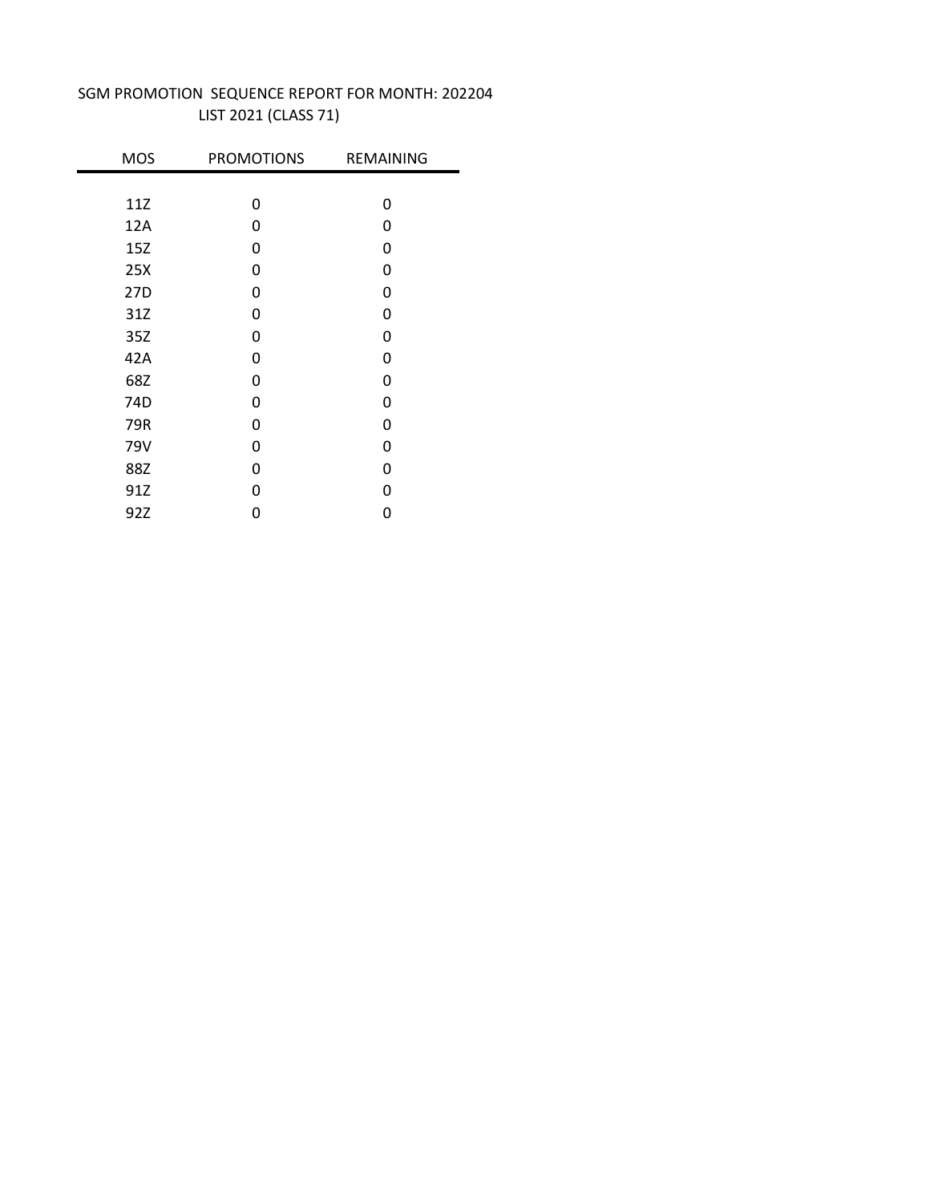SGM PROMOTION SEQUENCE REPORT FOR MONTH: 202204

LIST 2021 (CLASS 71)

| MOS | PROMOTIONS | REMAINING |
|---|---|---|
| 11Z | 0 | 0 |
| 12A | 0 | 0 |
| 15Z | 0 | 0 |
| 25X | 0 | 0 |
| 27D | 0 | 0 |
| 31Z | 0 | 0 |
| 35Z | 0 | 0 |
| 42A | 0 | 0 |
| 68Z | 0 | 0 |
| 74D | 0 | 0 |
| 79R | 0 | 0 |
| 79V | 0 | 0 |
| 88Z | 0 | 0 |
| 91Z | 0 | 0 |
| 92Z | 0 | 0 |